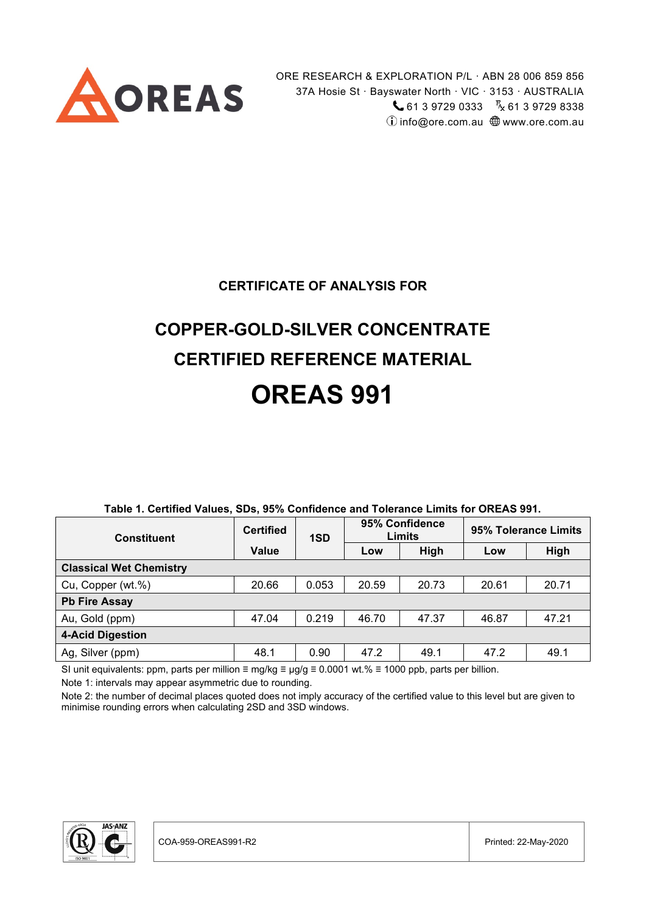ORE RESEARCH & EXPLORATION P/L · ABN 28 006 859 856
37A Hosie St · Bayswater North · VIC · 3153 · AUSTRALIA
61 3 9729 0333 · Fx 61 3 9729 8338
info@ore.com.au · www.ore.com.au

## CERTIFICATE OF ANALYSIS FOR

# COPPER-GOLD-SILVER CONCENTRATE CERTIFIED REFERENCE MATERIAL

# OREAS 991

**Table 1. Certified Values, SDs, 95% Confidence and Tolerance Limits for OREAS 991.**

| Constituent | Certified Value | 1SD | 95% Confidence Limits | | 95% Tolerance Limits | |
|---|---|---|---|---|---|---|
| | | | Low | High | Low | High |
| **Classical Wet Chemistry** | | | | | | |
| Cu, Copper (wt.%) | 20.66 | 0.053 | 20.59 | 20.73 | 20.61 | 20.71 |
| **Pb Fire Assay** | | | | | | |
| Au, Gold (ppm) | 47.04 | 0.219 | 46.70 | 47.37 | 46.87 | 47.21 |
| **4-Acid Digestion** | | | | | | |
| Ag, Silver (ppm) | 48.1 | 0.90 | 47.2 | 49.1 | 47.2 | 49.1 |

SI unit equivalents: ppm, parts per million ≡ mg/kg ≡ µg/g ≡ 0.0001 wt.% ≡ 1000 ppb, parts per billion.

Note 1: intervals may appear asymmetric due to rounding.

Note 2: the number of decimal places quoted does not imply accuracy of the certified value to this level but are given to minimise rounding errors when calculating 2SD and 3SD windows.

COA-959-OREAS991-R2

Printed: 22-May-2020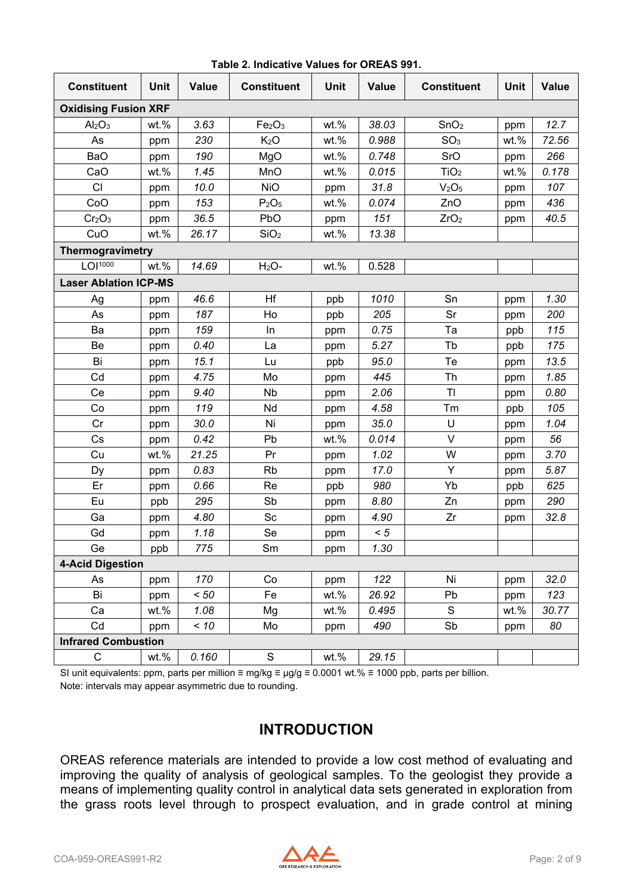**Table 2. Indicative Values for OREAS 991.**

| Constituent | Unit | Value | Constituent | Unit | Value | Constituent | Unit | Value |
|---|---|---|---|---|---|---|---|---|
| **Oxidising Fusion XRF** | | | | | | | | |
| $Al_2O_3$ | wt.% | 3.63 | $Fe_2O_3$ | wt.% | 38.03 | $SnO_2$ | ppm | 12.7 |
| As | ppm | 230 | $K_2O$ | wt.% | 0.988 | $SO_3$ | wt.% | 72.56 |
| BaO | ppm | 190 | MgO | wt.% | 0.748 | SrO | ppm | 266 |
| CaO | wt.% | 1.45 | MnO | wt.% | 0.015 | $TiO_2$ | wt.% | 0.178 |
| Cl | ppm | 10.0 | NiO | ppm | 31.8 | $V_2O_5$ | ppm | 107 |
| CoO | ppm | 153 | $P_2O_5$ | wt.% | 0.074 | ZnO | ppm | 436 |
| $Cr_2O_3$ | ppm | 36.5 | PbO | ppm | 151 | $ZrO_2$ | ppm | 40.5 |
| CuO | wt.% | 26.17 | $SiO_2$ | wt.% | 13.38 | | | |
| **Thermogravimetry** | | | | | | | | |
| $LOI^{1000}$ | wt.% | 14.69 | $H_2O$- | wt.% | 0.528 | | | |
| **Laser Ablation ICP-MS** | | | | | | | | |
| Ag | ppm | 46.6 | Hf | ppb | 1010 | Sn | ppm | 1.30 |
| As | ppm | 187 | Ho | ppb | 205 | Sr | ppm | 200 |
| Ba | ppm | 159 | In | ppm | 0.75 | Ta | ppb | 115 |
| Be | ppm | 0.40 | La | ppm | 5.27 | Tb | ppb | 175 |
| Bi | ppm | 15.1 | Lu | ppb | 95.0 | Te | ppm | 13.5 |
| Cd | ppm | 4.75 | Mo | ppm | 445 | Th | ppm | 1.85 |
| Ce | ppm | 9.40 | Nb | ppm | 2.06 | Tl | ppm | 0.80 |
| Co | ppm | 119 | Nd | ppm | 4.58 | Tm | ppb | 105 |
| Cr | ppm | 30.0 | Ni | ppm | 35.0 | U | ppm | 1.04 |
| Cs | ppm | 0.42 | Pb | wt.% | 0.014 | V | ppm | 56 |
| Cu | wt.% | 21.25 | Pr | ppm | 1.02 | W | ppm | 3.70 |
| Dy | ppm | 0.83 | Rb | ppm | 17.0 | Y | ppm | 5.87 |
| Er | ppm | 0.66 | Re | ppb | 980 | Yb | ppb | 625 |
| Eu | ppb | 295 | Sb | ppm | 8.80 | Zn | ppm | 290 |
| Ga | ppm | 4.80 | Sc | ppm | 4.90 | Zr | ppm | 32.8 |
| Gd | ppm | 1.18 | Se | ppm | < 5 | | | |
| Ge | ppb | 775 | Sm | ppm | 1.30 | | | |
| **4-Acid Digestion** | | | | | | | | |
| As | ppm | 170 | Co | ppm | 122 | Ni | ppm | 32.0 |
| Bi | ppm | < 50 | Fe | wt.% | 26.92 | Pb | ppm | 123 |
| Ca | wt.% | 1.08 | Mg | wt.% | 0.495 | S | wt.% | 30.77 |
| Cd | ppm | < 10 | Mo | ppm | 490 | Sb | ppm | 80 |
| **Infrared Combustion** | | | | | | | | |
| C | wt.% | 0.160 | S | wt.% | 29.15 | | | |

SI unit equivalents: ppm, parts per million ≡ mg/kg ≡ µg/g ≡ 0.0001 wt.% ≡ 1000 ppb, parts per billion.
Note: intervals may appear asymmetric due to rounding.

## INTRODUCTION

OREAS reference materials are intended to provide a low cost method of evaluating and improving the quality of analysis of geological samples. To the geologist they provide a means of implementing quality control in analytical data sets generated in exploration from the grass roots level through to prospect evaluation, and in grade control at mining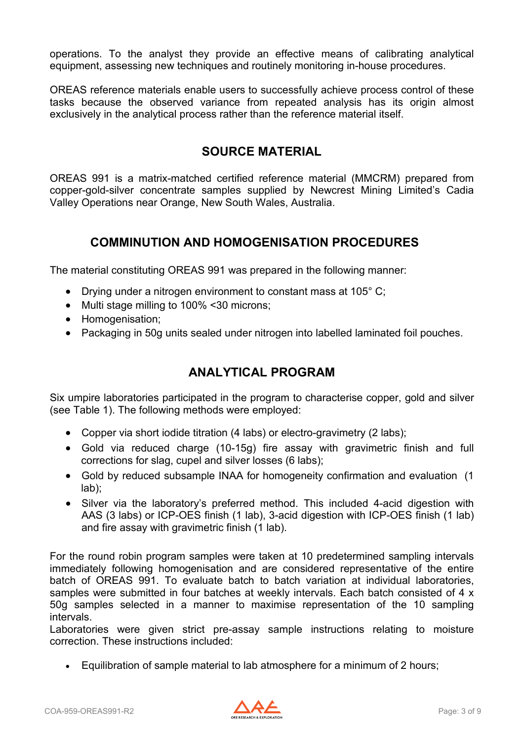operations. To the analyst they provide an effective means of calibrating analytical equipment, assessing new techniques and routinely monitoring in-house procedures.

OREAS reference materials enable users to successfully achieve process control of these tasks because the observed variance from repeated analysis has its origin almost exclusively in the analytical process rather than the reference material itself.

## SOURCE MATERIAL

OREAS 991 is a matrix-matched certified reference material (MMCRM) prepared from copper-gold-silver concentrate samples supplied by Newcrest Mining Limited's Cadia Valley Operations near Orange, New South Wales, Australia.

## COMMINUTION AND HOMOGENISATION PROCEDURES

The material constituting OREAS 991 was prepared in the following manner:

- Drying under a nitrogen environment to constant mass at 105° C;
- Multi stage milling to 100% <30 microns;
- Homogenisation;
- Packaging in 50g units sealed under nitrogen into labelled laminated foil pouches.

## ANALYTICAL PROGRAM

Six umpire laboratories participated in the program to characterise copper, gold and silver (see Table 1). The following methods were employed:

- Copper via short iodide titration (4 labs) or electro-gravimetry (2 labs);
- Gold via reduced charge (10-15g) fire assay with gravimetric finish and full corrections for slag, cupel and silver losses (6 labs);
- Gold by reduced subsample INAA for homogeneity confirmation and evaluation (1 lab);
- Silver via the laboratory's preferred method. This included 4-acid digestion with AAS (3 labs) or ICP-OES finish (1 lab), 3-acid digestion with ICP-OES finish (1 lab) and fire assay with gravimetric finish (1 lab).

For the round robin program samples were taken at 10 predetermined sampling intervals immediately following homogenisation and are considered representative of the entire batch of OREAS 991. To evaluate batch to batch variation at individual laboratories, samples were submitted in four batches at weekly intervals. Each batch consisted of 4 x 50g samples selected in a manner to maximise representation of the 10 sampling intervals.

Laboratories were given strict pre-assay sample instructions relating to moisture correction. These instructions included:

- Equilibration of sample material to lab atmosphere for a minimum of 2 hours;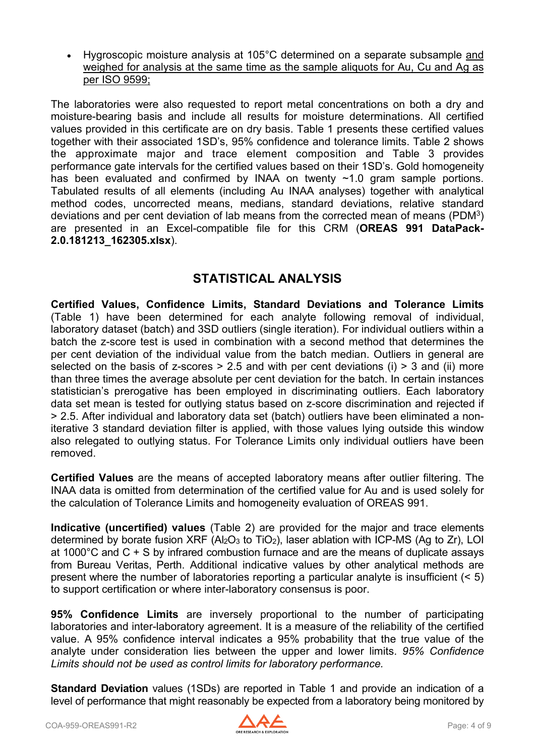- Hygroscopic moisture analysis at 105°C determined on a separate subsample and weighed for analysis at the same time as the sample aliquots for Au, Cu and Ag as per ISO 9599;

The laboratories were also requested to report metal concentrations on both a dry and moisture-bearing basis and include all results for moisture determinations. All certified values provided in this certificate are on dry basis. Table 1 presents these certified values together with their associated 1SD's, 95% confidence and tolerance limits. Table 2 shows the approximate major and trace element composition and Table 3 provides performance gate intervals for the certified values based on their 1SD's. Gold homogeneity has been evaluated and confirmed by INAA on twenty ~1.0 gram sample portions. Tabulated results of all elements (including Au INAA analyses) together with analytical method codes, uncorrected means, medians, standard deviations, relative standard deviations and per cent deviation of lab means from the corrected mean of means (PDM[3]) are presented in an Excel-compatible file for this CRM (**OREAS 991 DataPack-2.0.181213_162305.xlsx**).

## STATISTICAL ANALYSIS

**Certified Values, Confidence Limits, Standard Deviations and Tolerance Limits** (Table 1) have been determined for each analyte following removal of individual, laboratory dataset (batch) and 3SD outliers (single iteration). For individual outliers within a batch the z-score test is used in combination with a second method that determines the per cent deviation of the individual value from the batch median. Outliers in general are selected on the basis of z-scores > 2.5 and with per cent deviations (i) > 3 and (ii) more than three times the average absolute per cent deviation for the batch. In certain instances statistician's prerogative has been employed in discriminating outliers. Each laboratory data set mean is tested for outlying status based on z-score discrimination and rejected if > 2.5. After individual and laboratory data set (batch) outliers have been eliminated a non-iterative 3 standard deviation filter is applied, with those values lying outside this window also relegated to outlying status. For Tolerance Limits only individual outliers have been removed.

**Certified Values** are the means of accepted laboratory means after outlier filtering. The INAA data is omitted from determination of the certified value for Au and is used solely for the calculation of Tolerance Limits and homogeneity evaluation of OREAS 991.

**Indicative (uncertified) values** (Table 2) are provided for the major and trace elements determined by borate fusion XRF ($Al_2O_3$ to $TiO_2$), laser ablation with ICP-MS (Ag to Zr), LOI at 1000°C and C + S by infrared combustion furnace and are the means of duplicate assays from Bureau Veritas, Perth. Additional indicative values by other analytical methods are present where the number of laboratories reporting a particular analyte is insufficient (< 5) to support certification or where inter-laboratory consensus is poor.

**95% Confidence Limits** are inversely proportional to the number of participating laboratories and inter-laboratory agreement. It is a measure of the reliability of the certified value. A 95% confidence interval indicates a 95% probability that the true value of the analyte under consideration lies between the upper and lower limits. *95% Confidence Limits should not be used as control limits for laboratory performance.*

**Standard Deviation** values (1SDs) are reported in Table 1 and provide an indication of a level of performance that might reasonably be expected from a laboratory being monitored by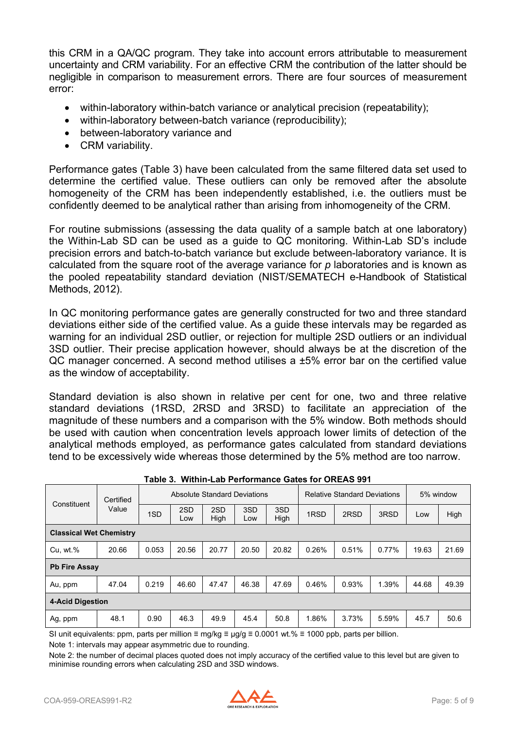this CRM in a QA/QC program. They take into account errors attributable to measurement uncertainty and CRM variability. For an effective CRM the contribution of the latter should be negligible in comparison to measurement errors. There are four sources of measurement error:

- within-laboratory within-batch variance or analytical precision (repeatability);
- within-laboratory between-batch variance (reproducibility);
- between-laboratory variance and
- CRM variability.

Performance gates (Table 3) have been calculated from the same filtered data set used to determine the certified value. These outliers can only be removed after the absolute homogeneity of the CRM has been independently established, i.e. the outliers must be confidently deemed to be analytical rather than arising from inhomogeneity of the CRM.

For routine submissions (assessing the data quality of a sample batch at one laboratory) the Within-Lab SD can be used as a guide to QC monitoring. Within-Lab SD's include precision errors and batch-to-batch variance but exclude between-laboratory variance. It is calculated from the square root of the average variance for *p* laboratories and is known as the pooled repeatability standard deviation (NIST/SEMATECH e-Handbook of Statistical Methods, 2012).

In QC monitoring performance gates are generally constructed for two and three standard deviations either side of the certified value. As a guide these intervals may be regarded as warning for an individual 2SD outlier, or rejection for multiple 2SD outliers or an individual 3SD outlier. Their precise application however, should always be at the discretion of the QC manager concerned. A second method utilises a ±5% error bar on the certified value as the window of acceptability.

Standard deviation is also shown in relative per cent for one, two and three relative standard deviations (1RSD, 2RSD and 3RSD) to facilitate an appreciation of the magnitude of these numbers and a comparison with the 5% window. Both methods should be used with caution when concentration levels approach lower limits of detection of the analytical methods employed, as performance gates calculated from standard deviations tend to be excessively wide whereas those determined by the 5% method are too narrow.

**Table 3. Within-Lab Performance Gates for OREAS 991**

| Constituent | Certified Value | Absolute Standard Deviations | | | | | Relative Standard Deviations | | | 5% window | |
|---|---|---|---|---|---|---|---|---|---|---|---|
| | | 1SD | 2SD Low | 2SD High | 3SD Low | 3SD High | 1RSD | 2RSD | 3RSD | Low | High |
| **Classical Wet Chemistry** | | | | | | | | | | | |
| Cu, wt.% | 20.66 | 0.053 | 20.56 | 20.77 | 20.50 | 20.82 | 0.26% | 0.51% | 0.77% | 19.63 | 21.69 |
| **Pb Fire Assay** | | | | | | | | | | | |
| Au, ppm | 47.04 | 0.219 | 46.60 | 47.47 | 46.38 | 47.69 | 0.46% | 0.93% | 1.39% | 44.68 | 49.39 |
| **4-Acid Digestion** | | | | | | | | | | | |
| Ag, ppm | 48.1 | 0.90 | 46.3 | 49.9 | 45.4 | 50.8 | 1.86% | 3.73% | 5.59% | 45.7 | 50.6 |

SI unit equivalents: ppm, parts per million ≡ mg/kg ≡ µg/g ≡ 0.0001 wt.% ≡ 1000 ppb, parts per billion.

Note 1: intervals may appear asymmetric due to rounding.

Note 2: the number of decimal places quoted does not imply accuracy of the certified value to this level but are given to minimise rounding errors when calculating 2SD and 3SD windows.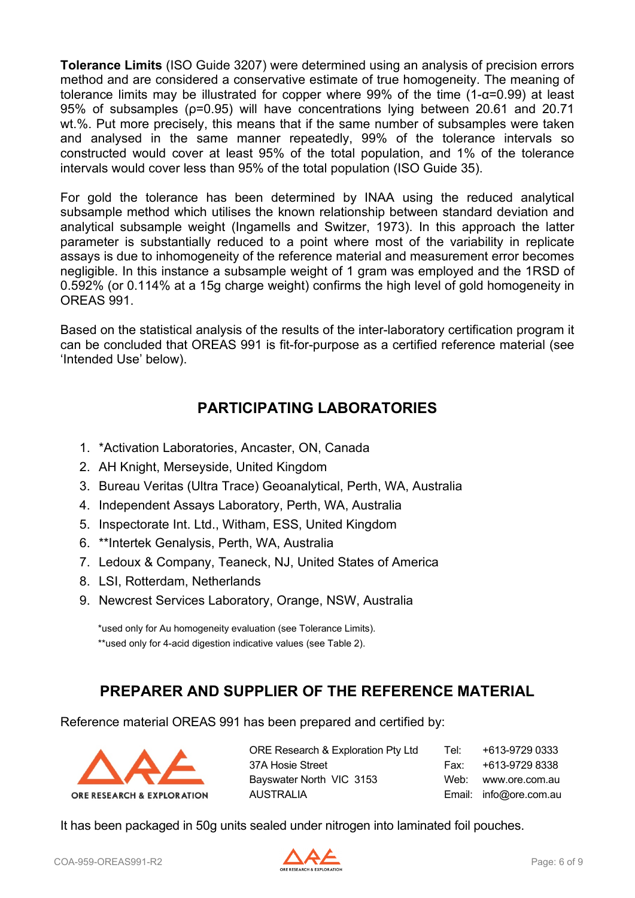**Tolerance Limits** (ISO Guide 3207) were determined using an analysis of precision errors method and are considered a conservative estimate of true homogeneity. The meaning of tolerance limits may be illustrated for copper where 99% of the time ($1-\alpha=0.99$) at least 95% of subsamples ($\rho=0.95$) will have concentrations lying between 20.61 and 20.71 wt.%. Put more precisely, this means that if the same number of subsamples were taken and analysed in the same manner repeatedly, 99% of the tolerance intervals so constructed would cover at least 95% of the total population, and 1% of the tolerance intervals would cover less than 95% of the total population (ISO Guide 35).

For gold the tolerance has been determined by INAA using the reduced analytical subsample method which utilises the known relationship between standard deviation and analytical subsample weight (Ingamells and Switzer, 1973). In this approach the latter parameter is substantially reduced to a point where most of the variability in replicate assays is due to inhomogeneity of the reference material and measurement error becomes negligible. In this instance a subsample weight of 1 gram was employed and the 1RSD of 0.592% (or 0.114% at a 15g charge weight) confirms the high level of gold homogeneity in OREAS 991.

Based on the statistical analysis of the results of the inter-laboratory certification program it can be concluded that OREAS 991 is fit-for-purpose as a certified reference material (see 'Intended Use' below).

## PARTICIPATING LABORATORIES

1. *Activation Laboratories, Ancaster, ON, Canada
2. AH Knight, Merseyside, United Kingdom
3. Bureau Veritas (Ultra Trace) Geoanalytical, Perth, WA, Australia
4. Independent Assays Laboratory, Perth, WA, Australia
5. Inspectorate Int. Ltd., Witham, ESS, United Kingdom
6. **Intertek Genalysis, Perth, WA, Australia
7. Ledoux & Company, Teaneck, NJ, United States of America
8. LSI, Rotterdam, Netherlands
9. Newcrest Services Laboratory, Orange, NSW, Australia

*used only for Au homogeneity evaluation (see Tolerance Limits).
**used only for 4-acid digestion indicative values (see Table 2).

## PREPARER AND SUPPLIER OF THE REFERENCE MATERIAL

Reference material OREAS 991 has been prepared and certified by:

ORE RESEARCH & EXPLORATION

ORE Research & Exploration Pty Ltd
37A Hosie Street
Bayswater North VIC 3153
AUSTRALIA

Tel: +613-9729 0333
Fax: +613-9729 8338
Web: www.ore.com.au
Email: info@ore.com.au

It has been packaged in 50g units sealed under nitrogen into laminated foil pouches.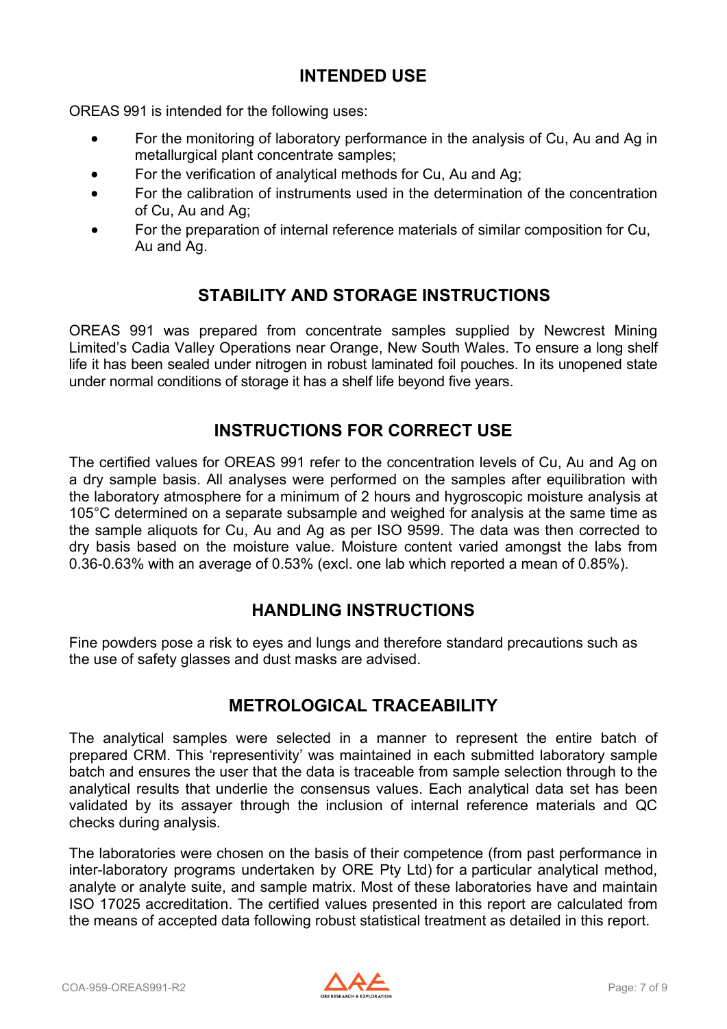## INTENDED USE

OREAS 991 is intended for the following uses:

- For the monitoring of laboratory performance in the analysis of Cu, Au and Ag in metallurgical plant concentrate samples;
- For the verification of analytical methods for Cu, Au and Ag;
- For the calibration of instruments used in the determination of the concentration of Cu, Au and Ag;
- For the preparation of internal reference materials of similar composition for Cu, Au and Ag.

## STABILITY AND STORAGE INSTRUCTIONS

OREAS 991 was prepared from concentrate samples supplied by Newcrest Mining Limited's Cadia Valley Operations near Orange, New South Wales. To ensure a long shelf life it has been sealed under nitrogen in robust laminated foil pouches. In its unopened state under normal conditions of storage it has a shelf life beyond five years.

## INSTRUCTIONS FOR CORRECT USE

The certified values for OREAS 991 refer to the concentration levels of Cu, Au and Ag on a dry sample basis. All analyses were performed on the samples after equilibration with the laboratory atmosphere for a minimum of 2 hours and hygroscopic moisture analysis at 105°C determined on a separate subsample and weighed for analysis at the same time as the sample aliquots for Cu, Au and Ag as per ISO 9599. The data was then corrected to dry basis based on the moisture value. Moisture content varied amongst the labs from 0.36-0.63% with an average of 0.53% (excl. one lab which reported a mean of 0.85%).

## HANDLING INSTRUCTIONS

Fine powders pose a risk to eyes and lungs and therefore standard precautions such as the use of safety glasses and dust masks are advised.

## METROLOGICAL TRACEABILITY

The analytical samples were selected in a manner to represent the entire batch of prepared CRM. This 'representivity' was maintained in each submitted laboratory sample batch and ensures the user that the data is traceable from sample selection through to the analytical results that underlie the consensus values. Each analytical data set has been validated by its assayer through the inclusion of internal reference materials and QC checks during analysis.

The laboratories were chosen on the basis of their competence (from past performance in inter-laboratory programs undertaken by ORE Pty Ltd) for a particular analytical method, analyte or analyte suite, and sample matrix. Most of these laboratories have and maintain ISO 17025 accreditation. The certified values presented in this report are calculated from the means of accepted data following robust statistical treatment as detailed in this report.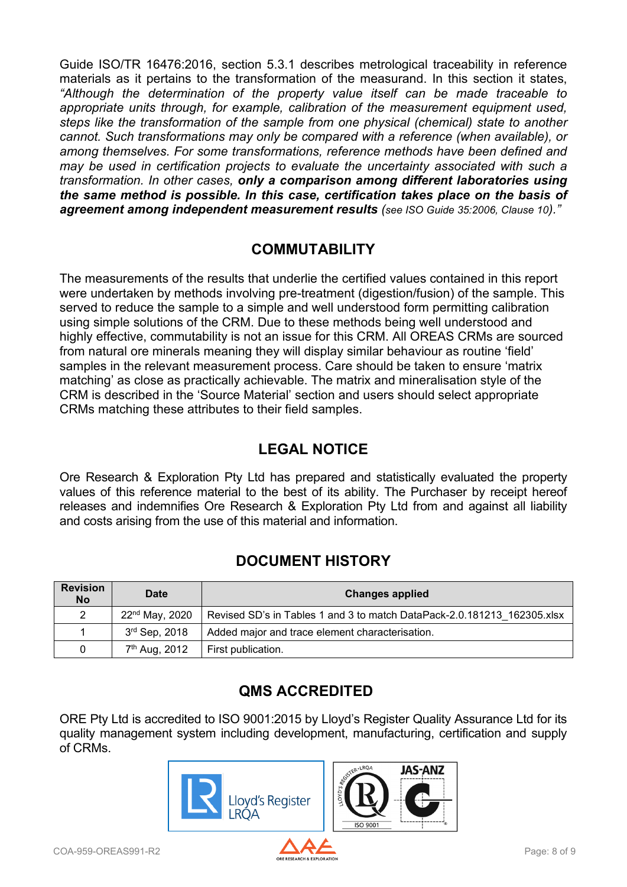Guide ISO/TR 16476:2016, section 5.3.1 describes metrological traceability in reference materials as it pertains to the transformation of the measurand. In this section it states, *"Although the determination of the property value itself can be made traceable to appropriate units through, for example, calibration of the measurement equipment used, steps like the transformation of the sample from one physical (chemical) state to another cannot. Such transformations may only be compared with a reference (when available), or among themselves. For some transformations, reference methods have been defined and may be used in certification projects to evaluate the uncertainty associated with such a transformation. In other cases,* ***only a comparison among different laboratories using the same method is possible. In this case, certification takes place on the basis of agreement among independent measurement results*** *(see ISO Guide 35:2006, Clause 10)."*

## COMMUTABILITY

The measurements of the results that underlie the certified values contained in this report were undertaken by methods involving pre-treatment (digestion/fusion) of the sample. This served to reduce the sample to a simple and well understood form permitting calibration using simple solutions of the CRM. Due to these methods being well understood and highly effective, commutability is not an issue for this CRM. All OREAS CRMs are sourced from natural ore minerals meaning they will display similar behaviour as routine 'field' samples in the relevant measurement process. Care should be taken to ensure 'matrix matching' as close as practically achievable. The matrix and mineralisation style of the CRM is described in the 'Source Material' section and users should select appropriate CRMs matching these attributes to their field samples.

## LEGAL NOTICE

Ore Research & Exploration Pty Ltd has prepared and statistically evaluated the property values of this reference material to the best of its ability. The Purchaser by receipt hereof releases and indemnifies Ore Research & Exploration Pty Ltd from and against all liability and costs arising from the use of this material and information.

## DOCUMENT HISTORY

| Revision No | Date | Changes applied |
|---|---|---|
| 2 | 22nd May, 2020 | Revised SD's in Tables 1 and 3 to match DataPack-2.0.181213_162305.xlsx |
| 1 | 3rd Sep, 2018 | Added major and trace element characterisation. |
| 0 | 7th Aug, 2012 | First publication. |

## QMS ACCREDITED

ORE Pty Ltd is accredited to ISO 9001:2015 by Lloyd's Register Quality Assurance Ltd for its quality management system including development, manufacturing, certification and supply of CRMs.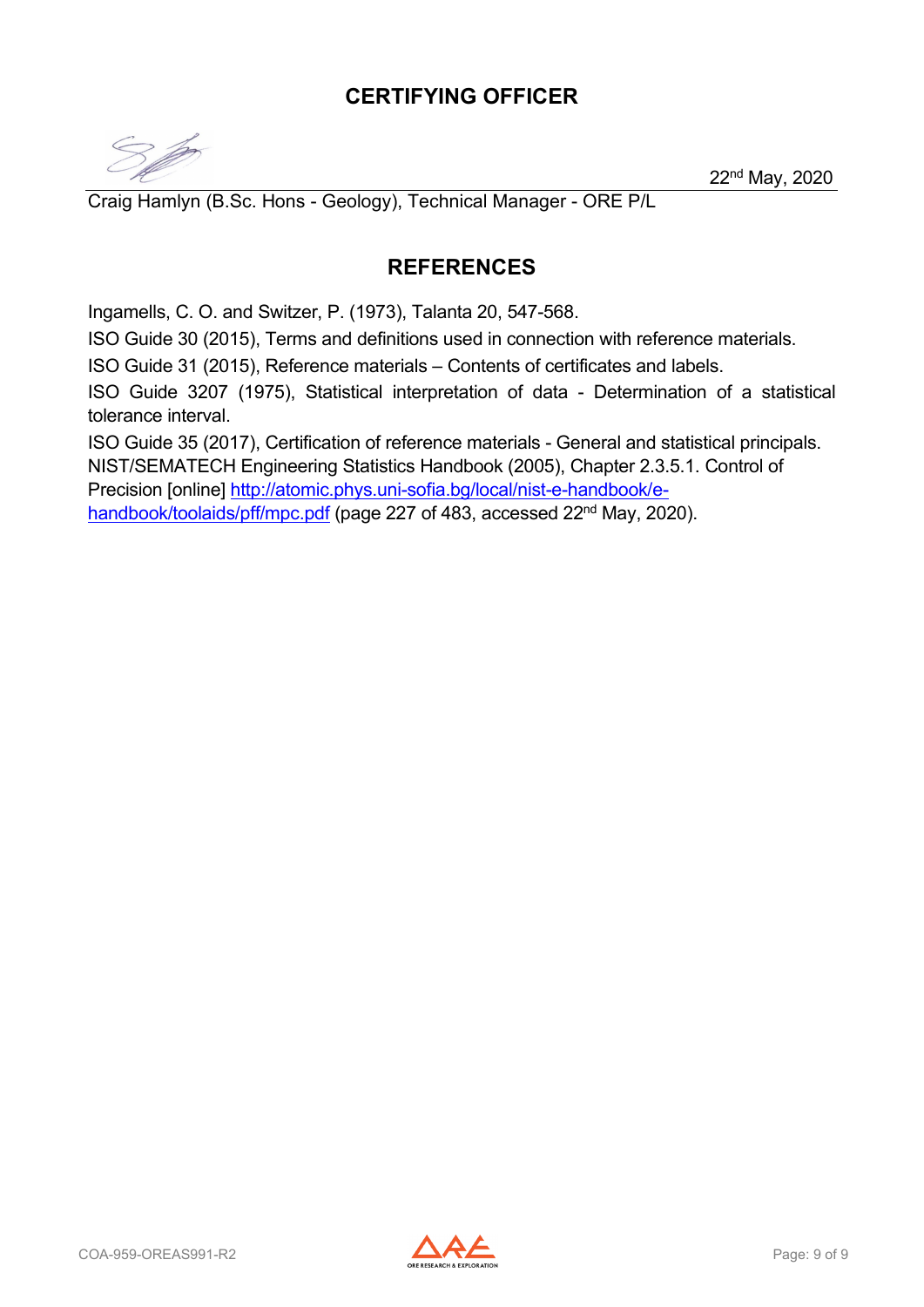## CERTIFYING OFFICER

22nd May, 2020

Craig Hamlyn (B.Sc. Hons - Geology), Technical Manager - ORE P/L

## REFERENCES

Ingamells, C. O. and Switzer, P. (1973), Talanta 20, 547-568.

ISO Guide 30 (2015), Terms and definitions used in connection with reference materials.

ISO Guide 31 (2015), Reference materials – Contents of certificates and labels.

ISO Guide 3207 (1975), Statistical interpretation of data - Determination of a statistical tolerance interval.

ISO Guide 35 (2017), Certification of reference materials - General and statistical principals.

NIST/SEMATECH Engineering Statistics Handbook (2005), Chapter 2.3.5.1. Control of Precision [online] [http://atomic.phys.uni-sofia.bg/local/nist-e-handbook/e-handbook/toolaids/pff/mpc.pdf](http://atomic.phys.uni-sofia.bg/local/nist-e-handbook/e-handbook/toolaids/pff/mpc.pdf) (page 227 of 483, accessed 22nd May, 2020).